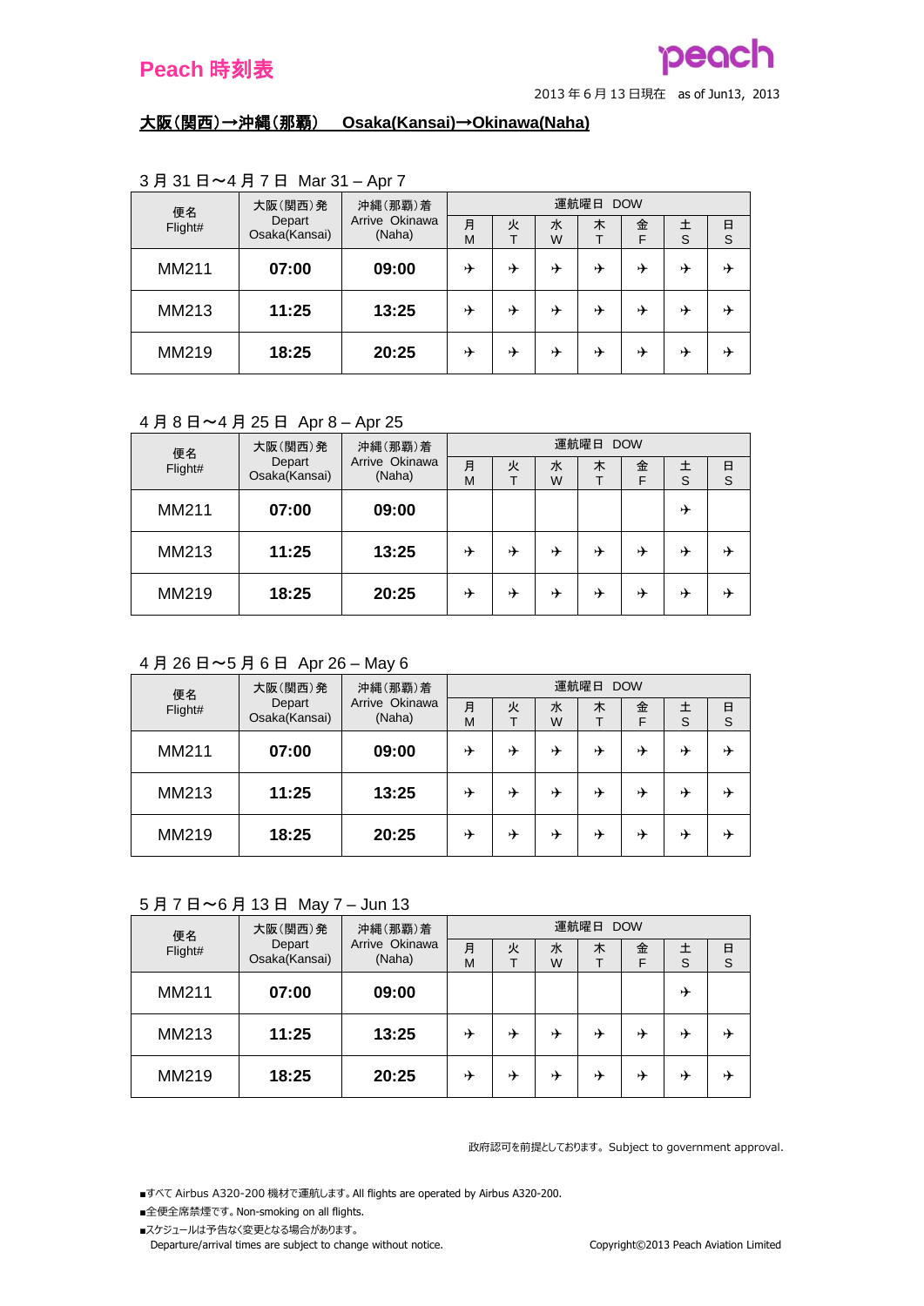# Peach 時刻表

2013 年 6 月 13 日現在　as of Jun13, 2013

## 大阪(関西)→沖縄(那覇)　Osaka(Kansai)→Okinawa(Naha)

### 3 月 31 日～4 月 7 日　Mar 31 – Apr 7

| 便名 Flight# | 大阪(関西)発 Depart Osaka(Kansai) | 沖縄(那覇)着 Arrive Okinawa (Naha) | 運航曜日 DOW | | | | | | |
|---|---|---|---|---|---|---|---|---|---|
| | | | 月 M | 火 T | 水 W | 木 T | 金 F | 土 S | 日 S |
| MM211 | 07:00 | 09:00 | ✈ | ✈ | ✈ | ✈ | ✈ | ✈ | ✈ |
| MM213 | 11:25 | 13:25 | ✈ | ✈ | ✈ | ✈ | ✈ | ✈ | ✈ |
| MM219 | 18:25 | 20:25 | ✈ | ✈ | ✈ | ✈ | ✈ | ✈ | ✈ |

### 4 月 8 日～4 月 25 日　Apr 8 – Apr 25

| 便名 Flight# | 大阪(関西)発 Depart Osaka(Kansai) | 沖縄(那覇)着 Arrive Okinawa (Naha) | 運航曜日 DOW | | | | | | |
|---|---|---|---|---|---|---|---|---|---|
| | | | 月 M | 火 T | 水 W | 木 T | 金 F | 土 S | 日 S |
| MM211 | 07:00 | 09:00 | | | | | | ✈ | |
| MM213 | 11:25 | 13:25 | ✈ | ✈ | ✈ | ✈ | ✈ | ✈ | ✈ |
| MM219 | 18:25 | 20:25 | ✈ | ✈ | ✈ | ✈ | ✈ | ✈ | ✈ |

### 4 月 26 日～5 月 6 日　Apr 26 – May 6

| 便名 Flight# | 大阪(関西)発 Depart Osaka(Kansai) | 沖縄(那覇)着 Arrive Okinawa (Naha) | 運航曜日 DOW | | | | | | |
|---|---|---|---|---|---|---|---|---|---|
| | | | 月 M | 火 T | 水 W | 木 T | 金 F | 土 S | 日 S |
| MM211 | 07:00 | 09:00 | ✈ | ✈ | ✈ | ✈ | ✈ | ✈ | ✈ |
| MM213 | 11:25 | 13:25 | ✈ | ✈ | ✈ | ✈ | ✈ | ✈ | ✈ |
| MM219 | 18:25 | 20:25 | ✈ | ✈ | ✈ | ✈ | ✈ | ✈ | ✈ |

### 5 月 7 日～6 月 13 日　May 7 – Jun 13

| 便名 Flight# | 大阪(関西)発 Depart Osaka(Kansai) | 沖縄(那覇)着 Arrive Okinawa (Naha) | 運航曜日 DOW | | | | | | |
|---|---|---|---|---|---|---|---|---|---|
| | | | 月 M | 火 T | 水 W | 木 T | 金 F | 土 S | 日 S |
| MM211 | 07:00 | 09:00 | | | | | | ✈ | |
| MM213 | 11:25 | 13:25 | ✈ | ✈ | ✈ | ✈ | ✈ | ✈ | ✈ |
| MM219 | 18:25 | 20:25 | ✈ | ✈ | ✈ | ✈ | ✈ | ✈ | ✈ |

政府認可を前提としております。Subject to government approval.

- すべて Airbus A320-200 機材で運航します。All flights are operated by Airbus A320-200.
- 全便全席禁煙です。Non-smoking on all flights.
- スケジュールは予告なく変更となる場合があります。Departure/arrival times are subject to change without notice.

Copyright©2013 Peach Aviation Limited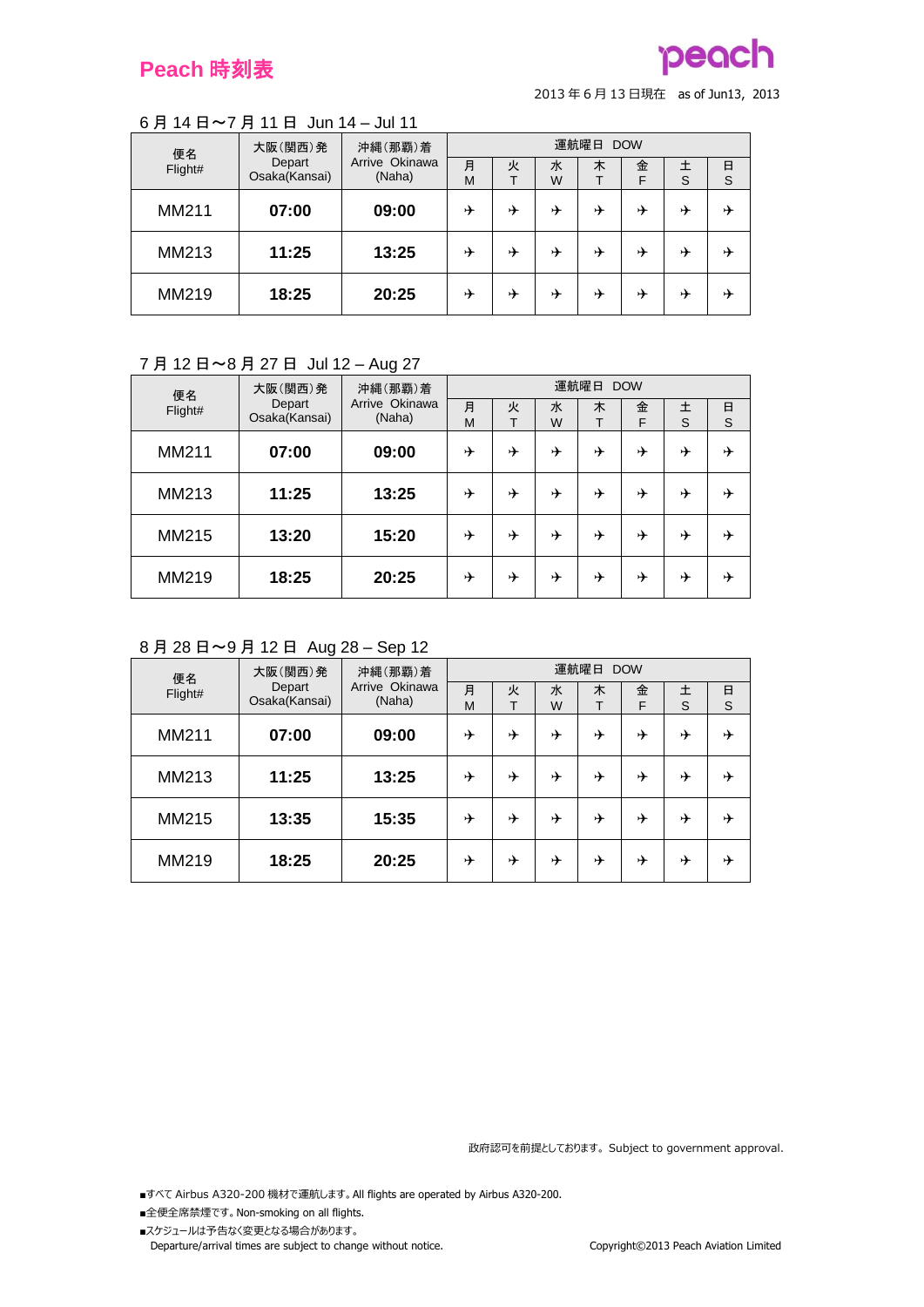# Peach 時刻表

peach

2013 年 6 月 13 日現在　as of Jun13, 2013

## 6 月 14 日〜7 月 11 日 Jun 14 – Jul 11

| 便名 Flight# | 大阪(関西)発 Depart Osaka(Kansai) | 沖縄(那覇)着 Arrive Okinawa (Naha) | 運航曜日 DOW | | | | | | |
|---|---|---|---|---|---|---|---|---|---|
| | | | 月 M | 火 T | 水 W | 木 T | 金 F | 土 S | 日 S |
| MM211 | **07:00** | **09:00** | ✈ | ✈ | ✈ | ✈ | ✈ | ✈ | ✈ |
| MM213 | **11:25** | **13:25** | ✈ | ✈ | ✈ | ✈ | ✈ | ✈ | ✈ |
| MM219 | **18:25** | **20:25** | ✈ | ✈ | ✈ | ✈ | ✈ | ✈ | ✈ |

## 7 月 12 日〜8 月 27 日 Jul 12 – Aug 27

| 便名 Flight# | 大阪(関西)発 Depart Osaka(Kansai) | 沖縄(那覇)着 Arrive Okinawa (Naha) | 運航曜日 DOW | | | | | | |
|---|---|---|---|---|---|---|---|---|---|
| | | | 月 M | 火 T | 水 W | 木 T | 金 F | 土 S | 日 S |
| MM211 | **07:00** | **09:00** | ✈ | ✈ | ✈ | ✈ | ✈ | ✈ | ✈ |
| MM213 | **11:25** | **13:25** | ✈ | ✈ | ✈ | ✈ | ✈ | ✈ | ✈ |
| MM215 | **13:20** | **15:20** | ✈ | ✈ | ✈ | ✈ | ✈ | ✈ | ✈ |
| MM219 | **18:25** | **20:25** | ✈ | ✈ | ✈ | ✈ | ✈ | ✈ | ✈ |

## 8 月 28 日〜9 月 12 日 Aug 28 – Sep 12

| 便名 Flight# | 大阪(関西)発 Depart Osaka(Kansai) | 沖縄(那覇)着 Arrive Okinawa (Naha) | 運航曜日 DOW | | | | | | |
|---|---|---|---|---|---|---|---|---|---|
| | | | 月 M | 火 T | 水 W | 木 T | 金 F | 土 S | 日 S |
| MM211 | **07:00** | **09:00** | ✈ | ✈ | ✈ | ✈ | ✈ | ✈ | ✈ |
| MM213 | **11:25** | **13:25** | ✈ | ✈ | ✈ | ✈ | ✈ | ✈ | ✈ |
| MM215 | **13:35** | **15:35** | ✈ | ✈ | ✈ | ✈ | ✈ | ✈ | ✈ |
| MM219 | **18:25** | **20:25** | ✈ | ✈ | ✈ | ✈ | ✈ | ✈ | ✈ |

政府認可を前提としております。Subject to government approval.

- ■すべて Airbus A320-200 機材で運航します。All flights are operated by Airbus A320-200.
- ■全便全席禁煙です。Non-smoking on all flights.
- ■スケジュールは予告なく変更となる場合があります。
  Departure/arrival times are subject to change without notice.

Copyright©2013 Peach Aviation Limited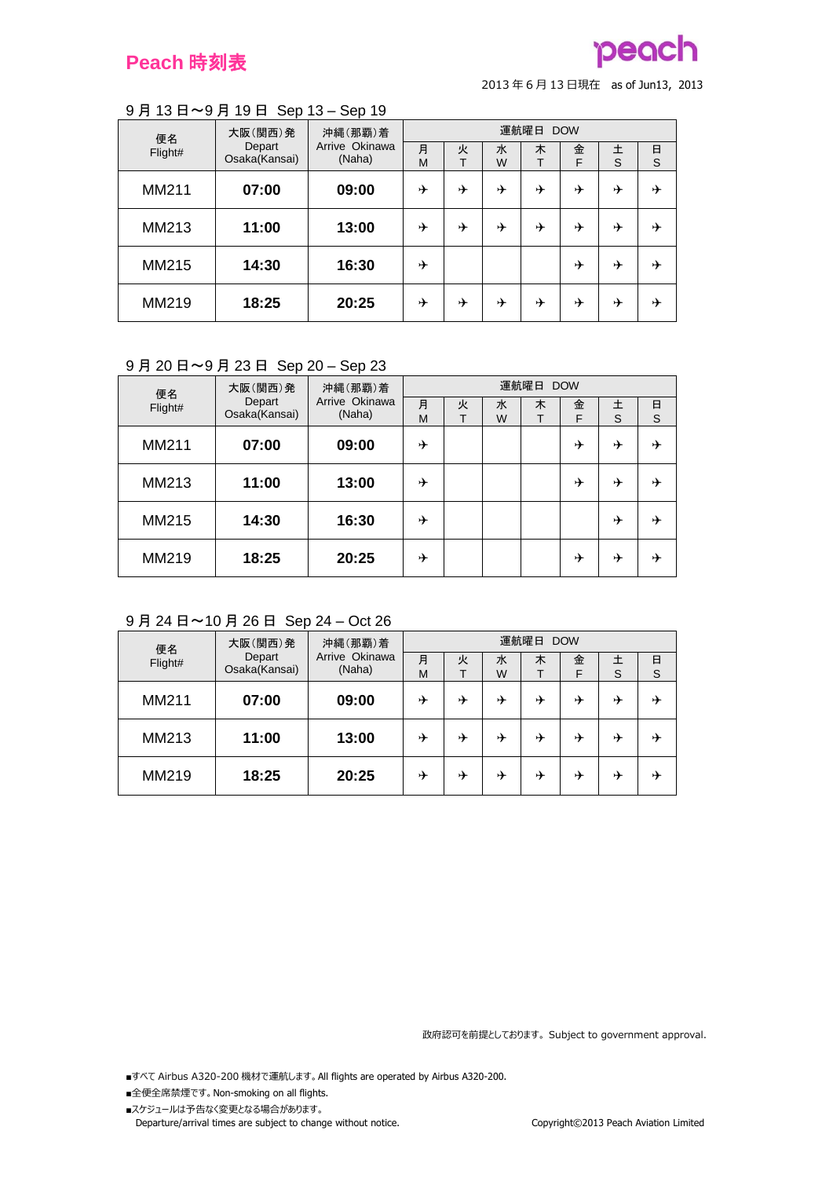# Peach 時刻表

peach

2013 年 6 月 13 日現在　as of Jun13, 2013

## 9 月 13 日〜9 月 19 日　Sep 13 – Sep 19

| 便名 Flight# | 大阪(関西)発 Depart Osaka(Kansai) | 沖縄(那覇)着 Arrive Okinawa (Naha) | 運航曜日 DOW | | | | | | |
|---|---|---|---|---|---|---|---|---|---|
| | | | 月 M | 火 T | 水 W | 木 T | 金 F | 土 S | 日 S |
| MM211 | **07:00** | **09:00** | ✈ | ✈ | ✈ | ✈ | ✈ | ✈ | ✈ |
| MM213 | **11:00** | **13:00** | ✈ | ✈ | ✈ | ✈ | ✈ | ✈ | ✈ |
| MM215 | **14:30** | **16:30** | ✈ | | | | ✈ | ✈ | ✈ |
| MM219 | **18:25** | **20:25** | ✈ | ✈ | ✈ | ✈ | ✈ | ✈ | ✈ |

## 9 月 20 日〜9 月 23 日　Sep 20 – Sep 23

| 便名 Flight# | 大阪(関西)発 Depart Osaka(Kansai) | 沖縄(那覇)着 Arrive Okinawa (Naha) | 運航曜日 DOW | | | | | | |
|---|---|---|---|---|---|---|---|---|---|
| | | | 月 M | 火 T | 水 W | 木 T | 金 F | 土 S | 日 S |
| MM211 | **07:00** | **09:00** | ✈ | | | | ✈ | ✈ | ✈ |
| MM213 | **11:00** | **13:00** | ✈ | | | | ✈ | ✈ | ✈ |
| MM215 | **14:30** | **16:30** | ✈ | | | | | ✈ | ✈ |
| MM219 | **18:25** | **20:25** | ✈ | | | | ✈ | ✈ | ✈ |

## 9 月 24 日〜10 月 26 日　Sep 24 – Oct 26

| 便名 Flight# | 大阪(関西)発 Depart Osaka(Kansai) | 沖縄(那覇)着 Arrive Okinawa (Naha) | 運航曜日 DOW | | | | | | |
|---|---|---|---|---|---|---|---|---|---|
| | | | 月 M | 火 T | 水 W | 木 T | 金 F | 土 S | 日 S |
| MM211 | **07:00** | **09:00** | ✈ | ✈ | ✈ | ✈ | ✈ | ✈ | ✈ |
| MM213 | **11:00** | **13:00** | ✈ | ✈ | ✈ | ✈ | ✈ | ✈ | ✈ |
| MM219 | **18:25** | **20:25** | ✈ | ✈ | ✈ | ✈ | ✈ | ✈ | ✈ |

政府認可を前提としております。Subject to government approval.

■すべて Airbus A320-200 機材で運航します。All flights are operated by Airbus A320-200.
■全便全席禁煙です。Non-smoking on all flights.
■スケジュールは予告なく変更となる場合があります。
Departure/arrival times are subject to change without notice.

Copyright©2013 Peach Aviation Limited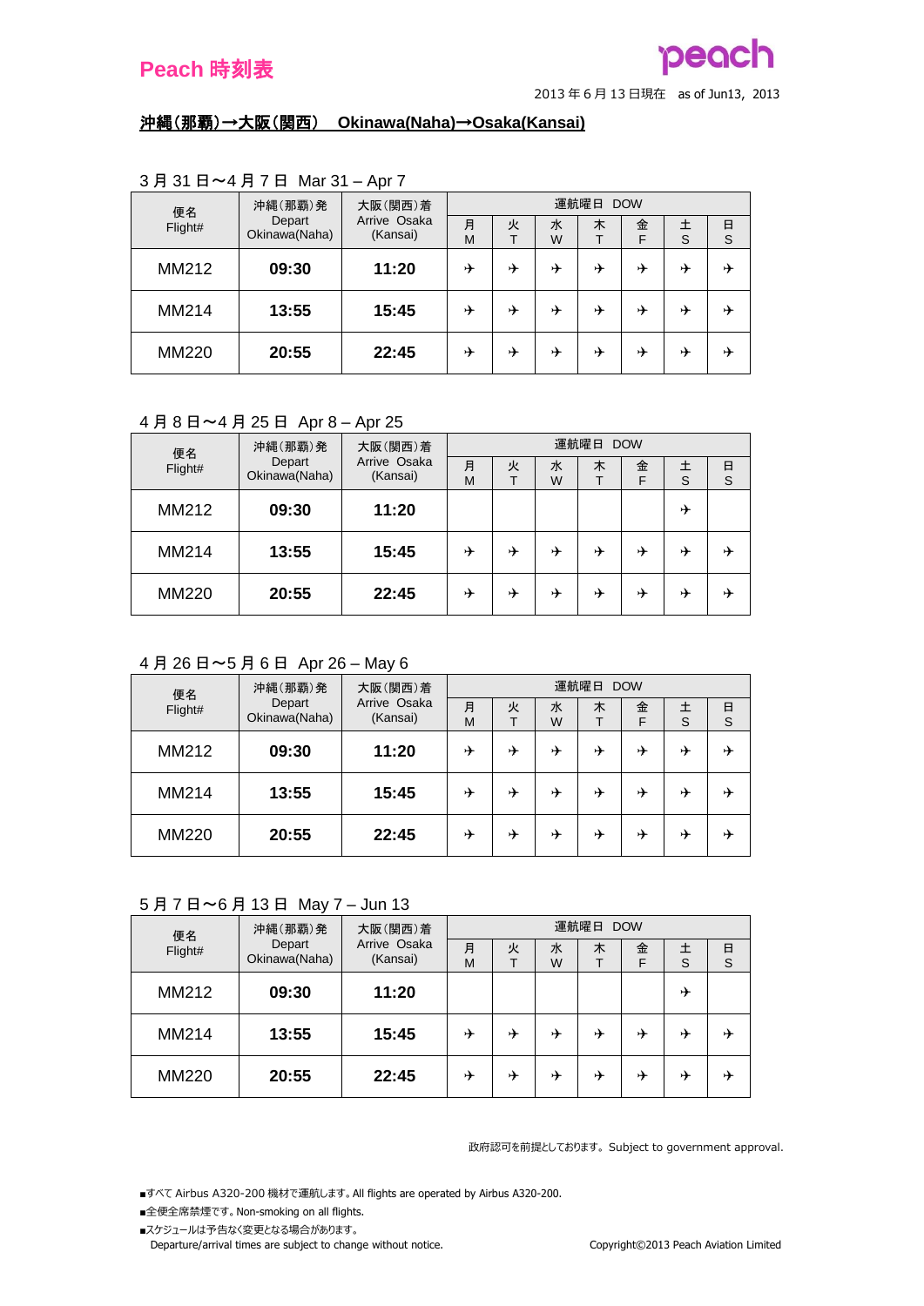Peach 時刻表

peach

2013 年 6 月 13 日現在　as of Jun13, 2013

## 沖縄(那覇)→大阪(関西)　Okinawa(Naha)→Osaka(Kansai)

3 月 31 日～4 月 7 日　Mar 31 – Apr 7

| 便名 Flight# | 沖縄(那覇)発 Depart Okinawa(Naha) | 大阪(関西)着 Arrive Osaka (Kansai) | 運航曜日 DOW | | | | | | |
|---|---|---|---|---|---|---|---|---|---|
| | | | 月 M | 火 T | 水 W | 木 T | 金 F | 土 S | 日 S |
| MM212 | 09:30 | 11:20 | ✈ | ✈ | ✈ | ✈ | ✈ | ✈ | ✈ |
| MM214 | 13:55 | 15:45 | ✈ | ✈ | ✈ | ✈ | ✈ | ✈ | ✈ |
| MM220 | 20:55 | 22:45 | ✈ | ✈ | ✈ | ✈ | ✈ | ✈ | ✈ |

4 月 8 日～4 月 25 日　Apr 8 – Apr 25

| 便名 Flight# | 沖縄(那覇)発 Depart Okinawa(Naha) | 大阪(関西)着 Arrive Osaka (Kansai) | 運航曜日 DOW | | | | | | |
|---|---|---|---|---|---|---|---|---|---|
| | | | 月 M | 火 T | 水 W | 木 T | 金 F | 土 S | 日 S |
| MM212 | 09:30 | 11:20 | | | | | | ✈ | |
| MM214 | 13:55 | 15:45 | ✈ | ✈ | ✈ | ✈ | ✈ | ✈ | ✈ |
| MM220 | 20:55 | 22:45 | ✈ | ✈ | ✈ | ✈ | ✈ | ✈ | ✈ |

4 月 26 日～5 月 6 日　Apr 26 – May 6

| 便名 Flight# | 沖縄(那覇)発 Depart Okinawa(Naha) | 大阪(関西)着 Arrive Osaka (Kansai) | 運航曜日 DOW | | | | | | |
|---|---|---|---|---|---|---|---|---|---|
| | | | 月 M | 火 T | 水 W | 木 T | 金 F | 土 S | 日 S |
| MM212 | 09:30 | 11:20 | ✈ | ✈ | ✈ | ✈ | ✈ | ✈ | ✈ |
| MM214 | 13:55 | 15:45 | ✈ | ✈ | ✈ | ✈ | ✈ | ✈ | ✈ |
| MM220 | 20:55 | 22:45 | ✈ | ✈ | ✈ | ✈ | ✈ | ✈ | ✈ |

5 月 7 日～6 月 13 日　May 7 – Jun 13

| 便名 Flight# | 沖縄(那覇)発 Depart Okinawa(Naha) | 大阪(関西)着 Arrive Osaka (Kansai) | 運航曜日 DOW | | | | | | |
|---|---|---|---|---|---|---|---|---|---|
| | | | 月 M | 火 T | 水 W | 木 T | 金 F | 土 S | 日 S |
| MM212 | 09:30 | 11:20 | | | | | | ✈ | |
| MM214 | 13:55 | 15:45 | ✈ | ✈ | ✈ | ✈ | ✈ | ✈ | ✈ |
| MM220 | 20:55 | 22:45 | ✈ | ✈ | ✈ | ✈ | ✈ | ✈ | ✈ |

政府認可を前提としております。Subject to government approval.

■すべて Airbus A320-200 機材で運航します。All flights are operated by Airbus A320-200.
■全便全席禁煙です。Non-smoking on all flights.
■スケジュールは予告なく変更となる場合があります。
Departure/arrival times are subject to change without notice.

Copyright©2013 Peach Aviation Limited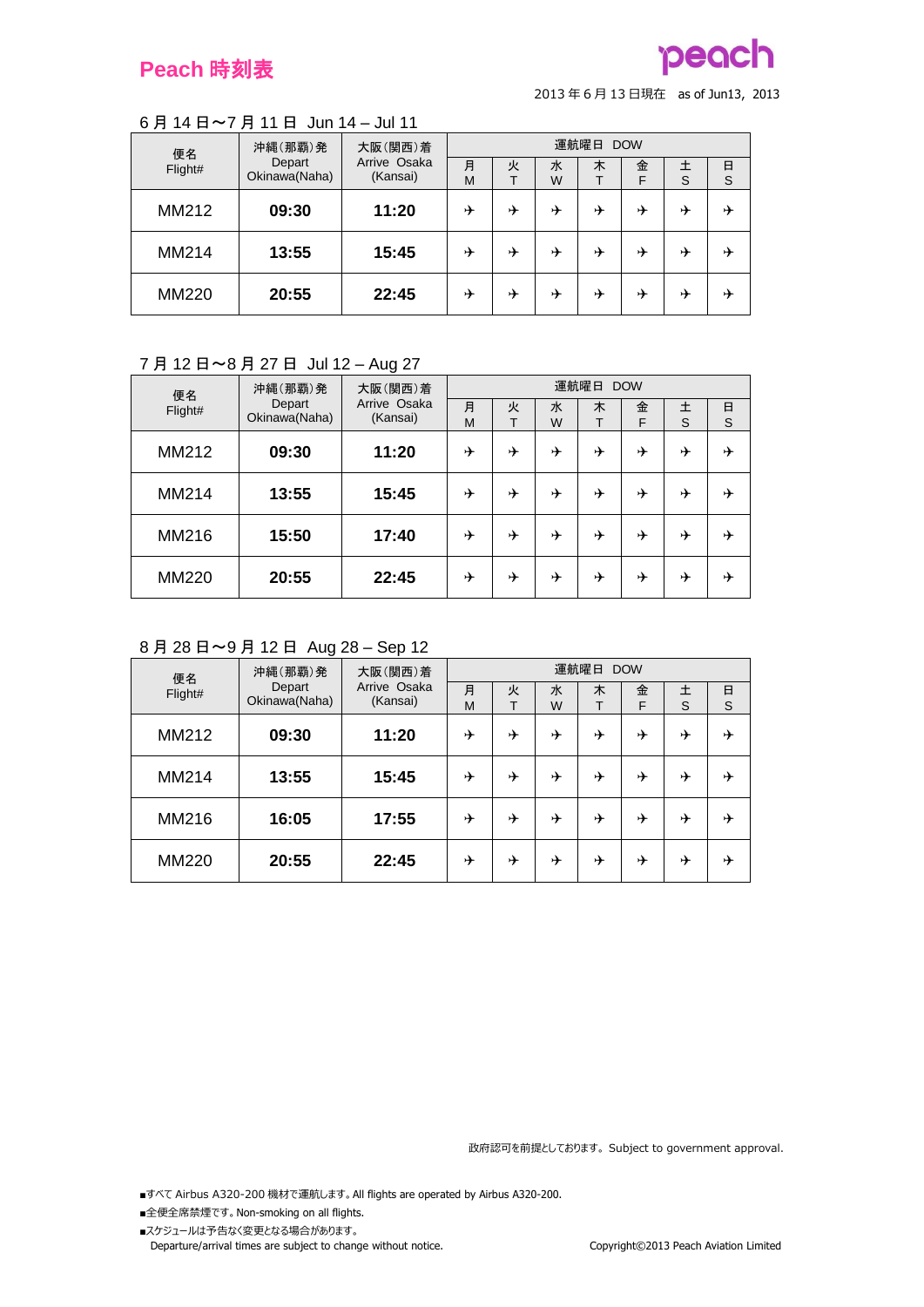# Peach 時刻表

peach

2013 年 6 月 13 日現在　as of Jun13, 2013

## 6 月 14 日～7 月 11 日　Jun 14 – Jul 11

| 便名 Flight# | 沖縄(那覇)発 Depart Okinawa(Naha) | 大阪(関西)着 Arrive Osaka (Kansai) | 運航曜日 DOW 月 M | 火 T | 水 W | 木 T | 金 F | 土 S | 日 S |
|---|---|---|---|---|---|---|---|---|---|
| MM212 | **09:30** | **11:20** | ✈ | ✈ | ✈ | ✈ | ✈ | ✈ | ✈ |
| MM214 | **13:55** | **15:45** | ✈ | ✈ | ✈ | ✈ | ✈ | ✈ | ✈ |
| MM220 | **20:55** | **22:45** | ✈ | ✈ | ✈ | ✈ | ✈ | ✈ | ✈ |

## 7 月 12 日～8 月 27 日　Jul 12 – Aug 27

| 便名 Flight# | 沖縄(那覇)発 Depart Okinawa(Naha) | 大阪(関西)着 Arrive Osaka (Kansai) | 運航曜日 DOW 月 M | 火 T | 水 W | 木 T | 金 F | 土 S | 日 S |
|---|---|---|---|---|---|---|---|---|---|
| MM212 | **09:30** | **11:20** | ✈ | ✈ | ✈ | ✈ | ✈ | ✈ | ✈ |
| MM214 | **13:55** | **15:45** | ✈ | ✈ | ✈ | ✈ | ✈ | ✈ | ✈ |
| MM216 | **15:50** | **17:40** | ✈ | ✈ | ✈ | ✈ | ✈ | ✈ | ✈ |
| MM220 | **20:55** | **22:45** | ✈ | ✈ | ✈ | ✈ | ✈ | ✈ | ✈ |

## 8 月 28 日～9 月 12 日　Aug 28 – Sep 12

| 便名 Flight# | 沖縄(那覇)発 Depart Okinawa(Naha) | 大阪(関西)着 Arrive Osaka (Kansai) | 運航曜日 DOW 月 M | 火 T | 水 W | 木 T | 金 F | 土 S | 日 S |
|---|---|---|---|---|---|---|---|---|---|
| MM212 | **09:30** | **11:20** | ✈ | ✈ | ✈ | ✈ | ✈ | ✈ | ✈ |
| MM214 | **13:55** | **15:45** | ✈ | ✈ | ✈ | ✈ | ✈ | ✈ | ✈ |
| MM216 | **16:05** | **17:55** | ✈ | ✈ | ✈ | ✈ | ✈ | ✈ | ✈ |
| MM220 | **20:55** | **22:45** | ✈ | ✈ | ✈ | ✈ | ✈ | ✈ | ✈ |

政府認可を前提としております。Subject to government approval.

- ■すべて Airbus A320-200 機材で運航します。All flights are operated by Airbus A320-200.
- ■全便全席禁煙です。Non-smoking on all flights.
- ■スケジュールは予告なく変更となる場合があります。
  Departure/arrival times are subject to change without notice.

Copyright©2013 Peach Aviation Limited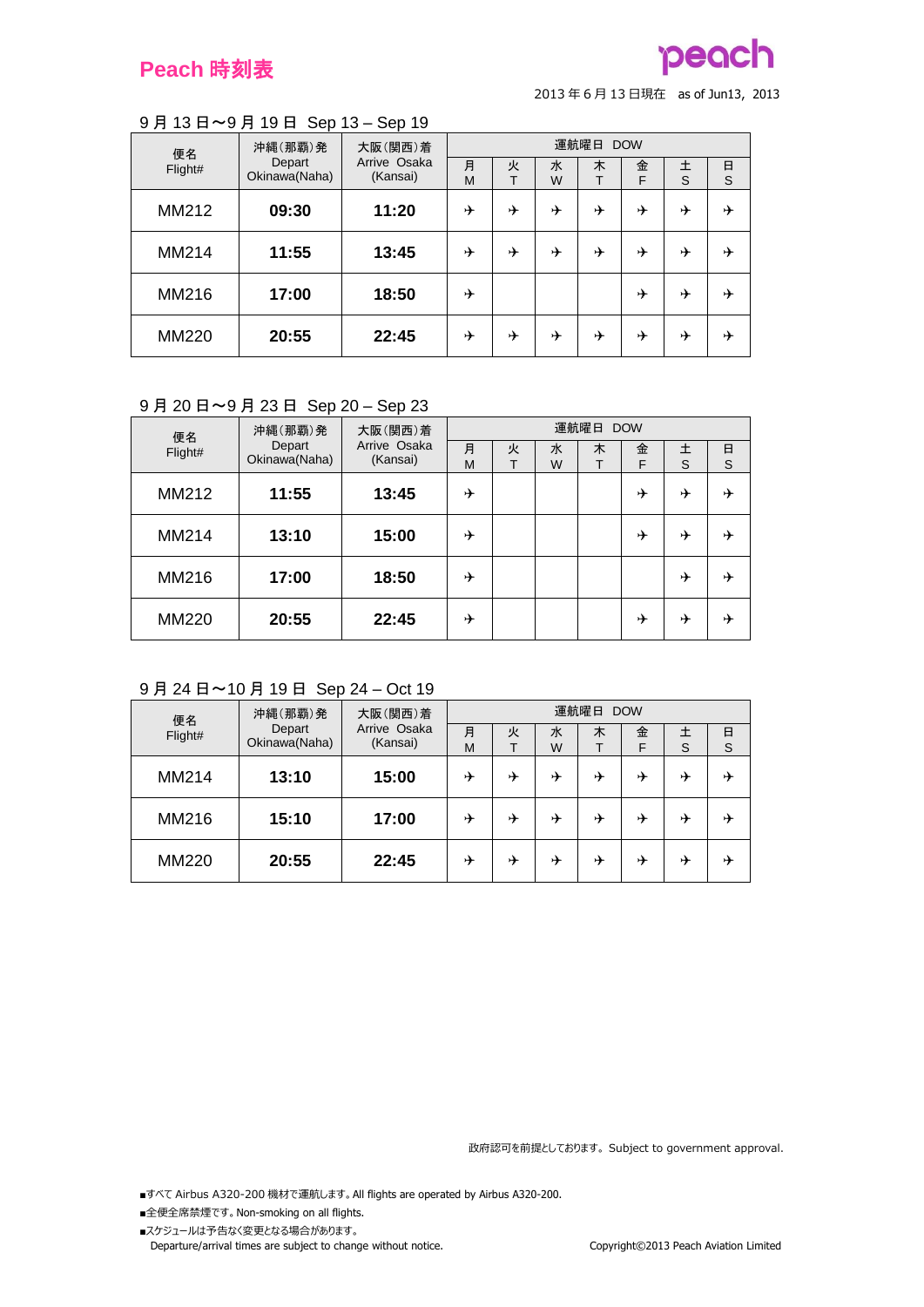# Peach 時刻表

peach

2013 年 6 月 13 日現在　as of Jun13, 2013

## 9 月 13 日～9 月 19 日 Sep 13 – Sep 19

| 便名 Flight# | 沖縄(那覇)発 Depart Okinawa(Naha) | 大阪(関西)着 Arrive Osaka (Kansai) | 運航曜日 DOW | | | | | | |
|---|---|---|---|---|---|---|---|---|---|
| | | | 月 M | 火 T | 水 W | 木 T | 金 F | 土 S | 日 S |
| MM212 | **09:30** | **11:20** | ✈ | ✈ | ✈ | ✈ | ✈ | ✈ | ✈ |
| MM214 | **11:55** | **13:45** | ✈ | ✈ | ✈ | ✈ | ✈ | ✈ | ✈ |
| MM216 | **17:00** | **18:50** | ✈ | | | | ✈ | ✈ | ✈ |
| MM220 | **20:55** | **22:45** | ✈ | ✈ | ✈ | ✈ | ✈ | ✈ | ✈ |

## 9 月 20 日～9 月 23 日 Sep 20 – Sep 23

| 便名 Flight# | 沖縄(那覇)発 Depart Okinawa(Naha) | 大阪(関西)着 Arrive Osaka (Kansai) | 運航曜日 DOW | | | | | | |
|---|---|---|---|---|---|---|---|---|---|
| | | | 月 M | 火 T | 水 W | 木 T | 金 F | 土 S | 日 S |
| MM212 | **11:55** | **13:45** | ✈ | | | | ✈ | ✈ | ✈ |
| MM214 | **13:10** | **15:00** | ✈ | | | | ✈ | ✈ | ✈ |
| MM216 | **17:00** | **18:50** | ✈ | | | | | ✈ | ✈ |
| MM220 | **20:55** | **22:45** | ✈ | | | | ✈ | ✈ | ✈ |

## 9 月 24 日～10 月 19 日 Sep 24 – Oct 19

| 便名 Flight# | 沖縄(那覇)発 Depart Okinawa(Naha) | 大阪(関西)着 Arrive Osaka (Kansai) | 運航曜日 DOW | | | | | | |
|---|---|---|---|---|---|---|---|---|---|
| | | | 月 M | 火 T | 水 W | 木 T | 金 F | 土 S | 日 S |
| MM214 | **13:10** | **15:00** | ✈ | ✈ | ✈ | ✈ | ✈ | ✈ | ✈ |
| MM216 | **15:10** | **17:00** | ✈ | ✈ | ✈ | ✈ | ✈ | ✈ | ✈ |
| MM220 | **20:55** | **22:45** | ✈ | ✈ | ✈ | ✈ | ✈ | ✈ | ✈ |

政府認可を前提としております。Subject to government approval.

- ■すべて Airbus A320-200 機材で運航します。All flights are operated by Airbus A320-200.
- ■全便全席禁煙です。Non-smoking on all flights.
- ■スケジュールは予告なく変更となる場合があります。
  Departure/arrival times are subject to change without notice.

Copyright©2013 Peach Aviation Limited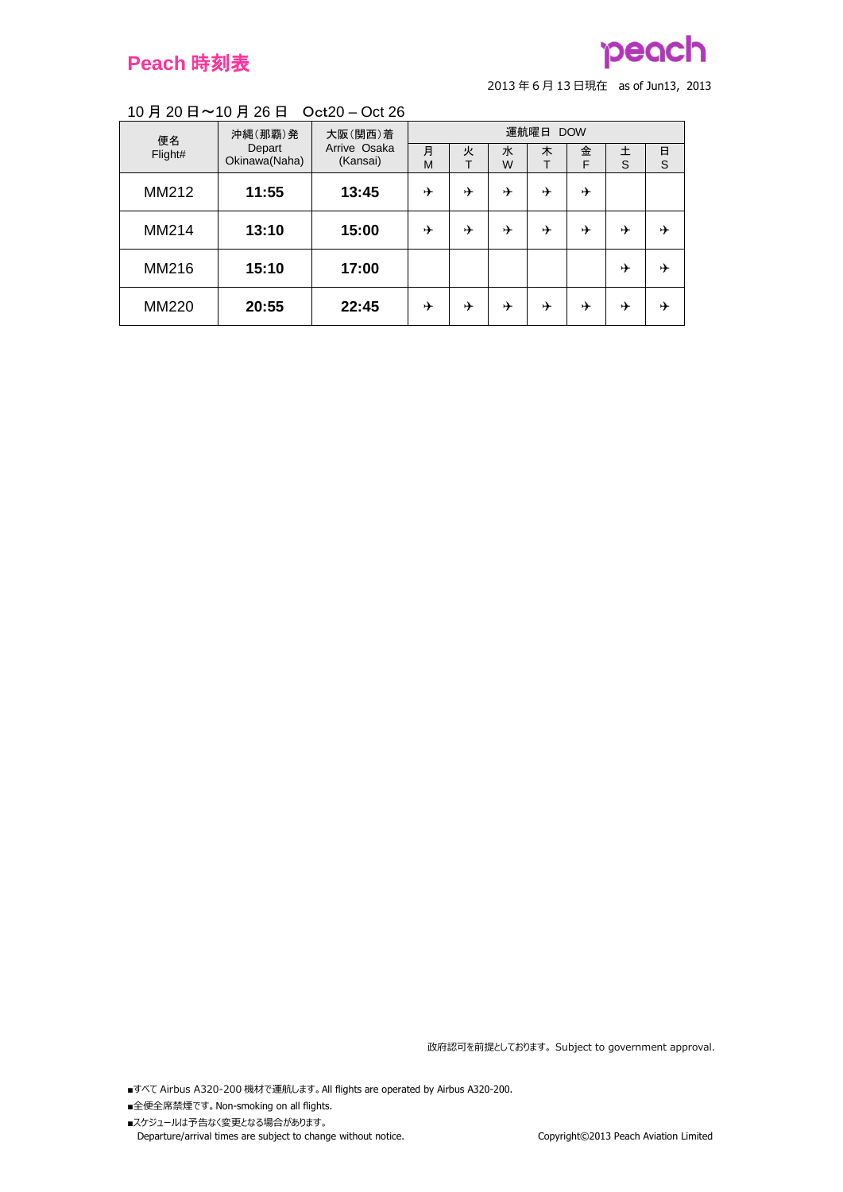# Peach 時刻表

peach

2013年6月13日現在　as of Jun13, 2013

10月20日～10月26日　Oct20 – Oct 26

| 便名 Flight# | 沖縄(那覇)発 Depart Okinawa(Naha) | 大阪(関西)着 Arrive Osaka (Kansai) | 運航曜日 DOW | | | | | | |
|---|---|---|---|---|---|---|---|---|---|
| | | | 月 M | 火 T | 水 W | 木 T | 金 F | 土 S | 日 S |
| MM212 | **11:55** | **13:45** | ✈ | ✈ | ✈ | ✈ | ✈ | | |
| MM214 | **13:10** | **15:00** | ✈ | ✈ | ✈ | ✈ | ✈ | ✈ | ✈ |
| MM216 | **15:10** | **17:00** | | | | | | ✈ | ✈ |
| MM220 | **20:55** | **22:45** | ✈ | ✈ | ✈ | ✈ | ✈ | ✈ | ✈ |

政府認可を前提としております。Subject to government approval.

■すべて Airbus A320-200 機材で運航します。All flights are operated by Airbus A320-200.

■全便全席禁煙です。Non-smoking on all flights.

■スケジュールは予告なく変更となる場合があります。
Departure/arrival times are subject to change without notice.

Copyright©2013 Peach Aviation Limited